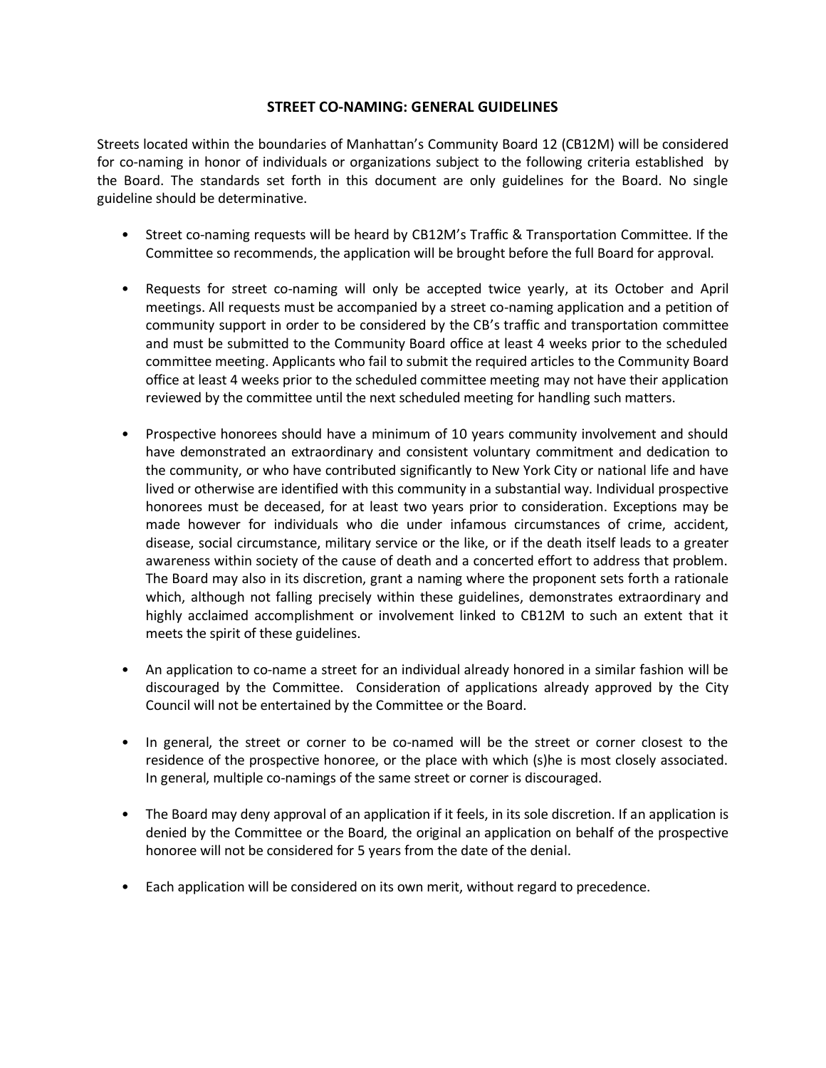# STREET CO-NAMING: GENERAL GUIDELINES

Streets located within the boundaries of Manhattan's Community Board 12 (CB12M) will be considered for co-naming in honor of individuals or organizations subject to the following criteria established by the Board. The standards set forth in this document are only guidelines for the Board. No single guideline should be determinative.

- Street co-naming requests will be heard by CB12M's Traffic & Transportation Committee. If the Committee so recommends, the application will be brought before the full Board for approval.

- Requests for street co-naming will only be accepted twice yearly, at its October and April meetings. All requests must be accompanied by a street co-naming application and a petition of community support in order to be considered by the CB's traffic and transportation committee and must be submitted to the Community Board office at least 4 weeks prior to the scheduled committee meeting. Applicants who fail to submit the required articles to the Community Board office at least 4 weeks prior to the scheduled committee meeting may not have their application reviewed by the committee until the next scheduled meeting for handling such matters.

- Prospective honorees should have a minimum of 10 years community involvement and should have demonstrated an extraordinary and consistent voluntary commitment and dedication to the community, or who have contributed significantly to New York City or national life and have lived or otherwise are identified with this community in a substantial way. Individual prospective honorees must be deceased, for at least two years prior to consideration. Exceptions may be made however for individuals who die under infamous circumstances of crime, accident, disease, social circumstance, military service or the like, or if the death itself leads to a greater awareness within society of the cause of death and a concerted effort to address that problem. The Board may also in its discretion, grant a naming where the proponent sets forth a rationale which, although not falling precisely within these guidelines, demonstrates extraordinary and highly acclaimed accomplishment or involvement linked to CB12M to such an extent that it meets the spirit of these guidelines.

- An application to co-name a street for an individual already honored in a similar fashion will be discouraged by the Committee. Consideration of applications already approved by the City Council will not be entertained by the Committee or the Board.

- In general, the street or corner to be co-named will be the street or corner closest to the residence of the prospective honoree, or the place with which (s)he is most closely associated. In general, multiple co-namings of the same street or corner is discouraged.

- The Board may deny approval of an application if it feels, in its sole discretion. If an application is denied by the Committee or the Board, the original an application on behalf of the prospective honoree will not be considered for 5 years from the date of the denial.

- Each application will be considered on its own merit, without regard to precedence.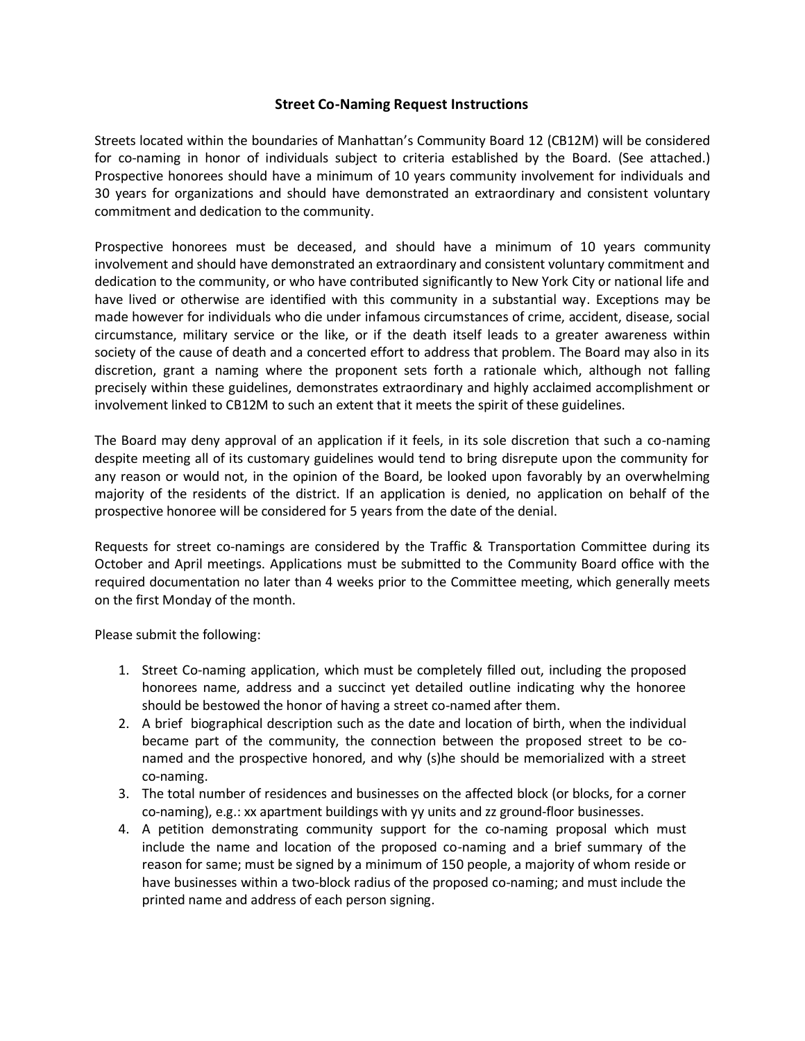# Street Co-Naming Request Instructions

Streets located within the boundaries of Manhattan's Community Board 12 (CB12M) will be considered for co-naming in honor of individuals subject to criteria established by the Board. (See attached.) Prospective honorees should have a minimum of 10 years community involvement for individuals and 30 years for organizations and should have demonstrated an extraordinary and consistent voluntary commitment and dedication to the community.

Prospective honorees must be deceased, and should have a minimum of 10 years community involvement and should have demonstrated an extraordinary and consistent voluntary commitment and dedication to the community, or who have contributed significantly to New York City or national life and have lived or otherwise are identified with this community in a substantial way. Exceptions may be made however for individuals who die under infamous circumstances of crime, accident, disease, social circumstance, military service or the like, or if the death itself leads to a greater awareness within society of the cause of death and a concerted effort to address that problem. The Board may also in its discretion, grant a naming where the proponent sets forth a rationale which, although not falling precisely within these guidelines, demonstrates extraordinary and highly acclaimed accomplishment or involvement linked to CB12M to such an extent that it meets the spirit of these guidelines.

The Board may deny approval of an application if it feels, in its sole discretion that such a co-naming despite meeting all of its customary guidelines would tend to bring disrepute upon the community for any reason or would not, in the opinion of the Board, be looked upon favorably by an overwhelming majority of the residents of the district. If an application is denied, no application on behalf of the prospective honoree will be considered for 5 years from the date of the denial.

Requests for street co-namings are considered by the Traffic & Transportation Committee during its October and April meetings. Applications must be submitted to the Community Board office with the required documentation no later than 4 weeks prior to the Committee meeting, which generally meets on the first Monday of the month.

Please submit the following:

1. Street Co-naming application, which must be completely filled out, including the proposed honorees name, address and a succinct yet detailed outline indicating why the honoree should be bestowed the honor of having a street co-named after them.
2. A brief biographical description such as the date and location of birth, when the individual became part of the community, the connection between the proposed street to be co-named and the prospective honored, and why (s)he should be memorialized with a street co-naming.
3. The total number of residences and businesses on the affected block (or blocks, for a corner co-naming), e.g.: xx apartment buildings with yy units and zz ground-floor businesses.
4. A petition demonstrating community support for the co-naming proposal which must include the name and location of the proposed co-naming and a brief summary of the reason for same; must be signed by a minimum of 150 people, a majority of whom reside or have businesses within a two-block radius of the proposed co-naming; and must include the printed name and address of each person signing.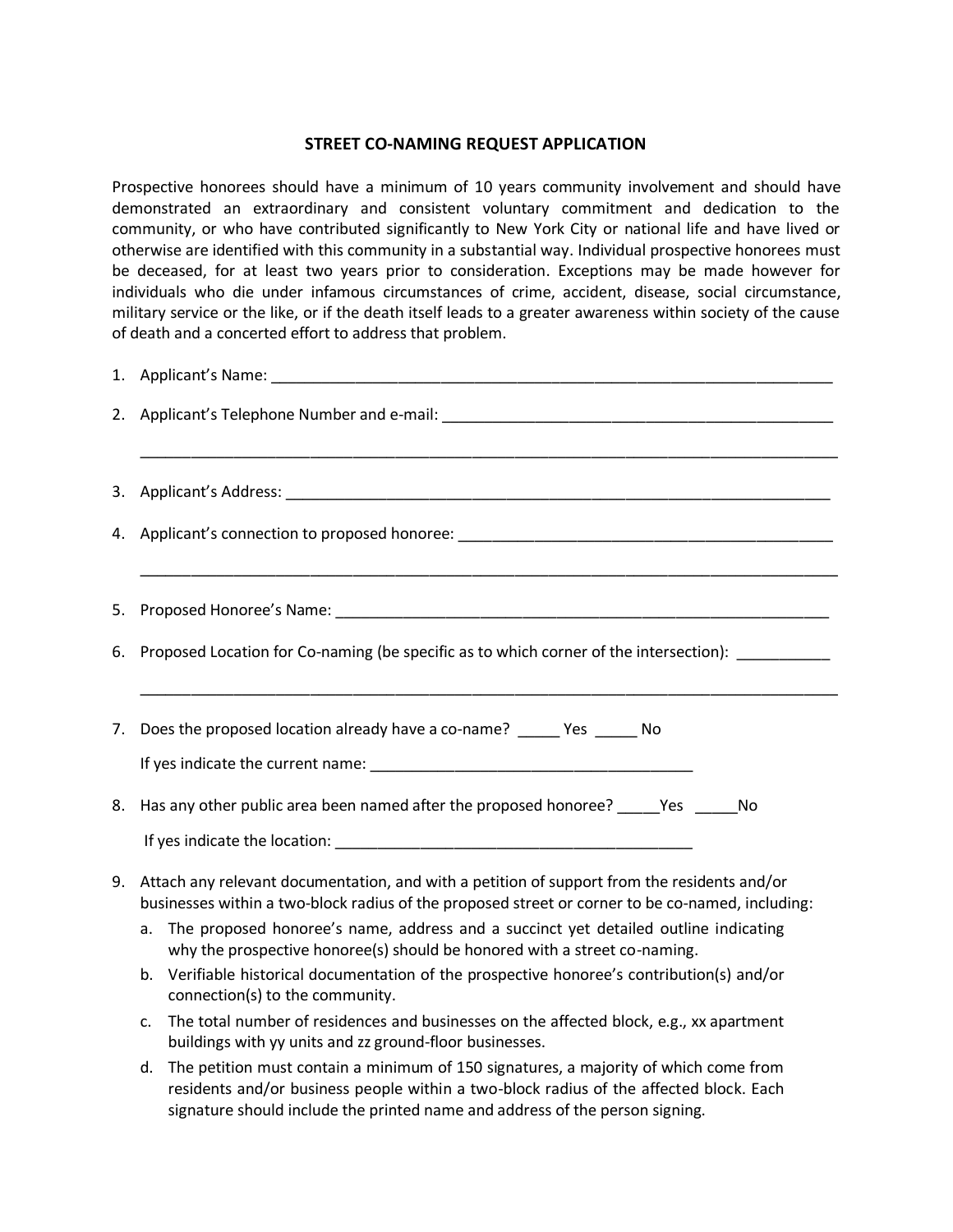# STREET CO-NAMING REQUEST APPLICATION

Prospective honorees should have a minimum of 10 years community involvement and should have demonstrated an extraordinary and consistent voluntary commitment and dedication to the community, or who have contributed significantly to New York City or national life and have lived or otherwise are identified with this community in a substantial way. Individual prospective honorees must be deceased, for at least two years prior to consideration. Exceptions may be made however for individuals who die under infamous circumstances of crime, accident, disease, social circumstance, military service or the like, or if the death itself leads to a greater awareness within society of the cause of death and a concerted effort to address that problem.

1. Applicant's Name: ______________________________________________________________________

2. Applicant's Telephone Number and e-mail: _______________________________________________

   ________________________________________________________________________________

3. Applicant's Address: ____________________________________________________________________

4. Applicant's connection to proposed honoree: ______________________________________________

   ________________________________________________________________________________

5. Proposed Honoree's Name: _______________________________________________________________

6. Proposed Location for Co-naming (be specific as to which corner of the intersection): ___________

   ________________________________________________________________________________

7. Does the proposed location already have a co-name? _____ Yes _____ No

   If yes indicate the current name: ______________________________________

8. Has any other public area been named after the proposed honoree? _____Yes _____No

   If yes indicate the location: __________________________________________

9. Attach any relevant documentation, and with a petition of support from the residents and/or businesses within a two-block radius of the proposed street or corner to be co-named, including:

   a. The proposed honoree's name, address and a succinct yet detailed outline indicating why the prospective honoree(s) should be honored with a street co-naming.
   b. Verifiable historical documentation of the prospective honoree's contribution(s) and/or connection(s) to the community.
   c. The total number of residences and businesses on the affected block, e.g., xx apartment buildings with yy units and zz ground-floor businesses.
   d. The petition must contain a minimum of 150 signatures, a majority of which come from residents and/or business people within a two-block radius of the affected block. Each signature should include the printed name and address of the person signing.